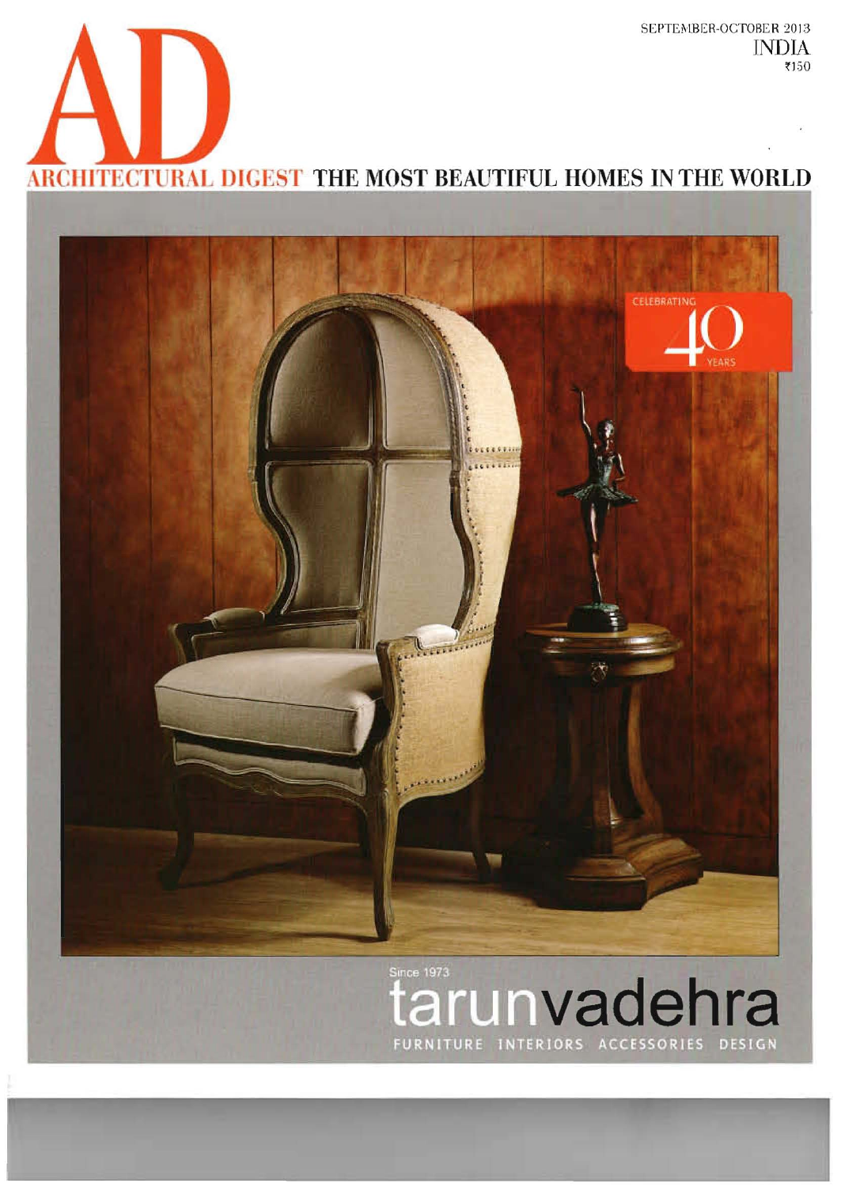SEPTEMBER-OCTOBER 2013
INDIA
₹150

# AD

ARCHITECTURAL DIGEST THE MOST BEAUTIFUL HOMES IN THE WORLD

CELEBRATING 40 YEARS

Since 1973

## tarunvadehra

FURNITURE INTERIORS ACCESSORIES DESIGN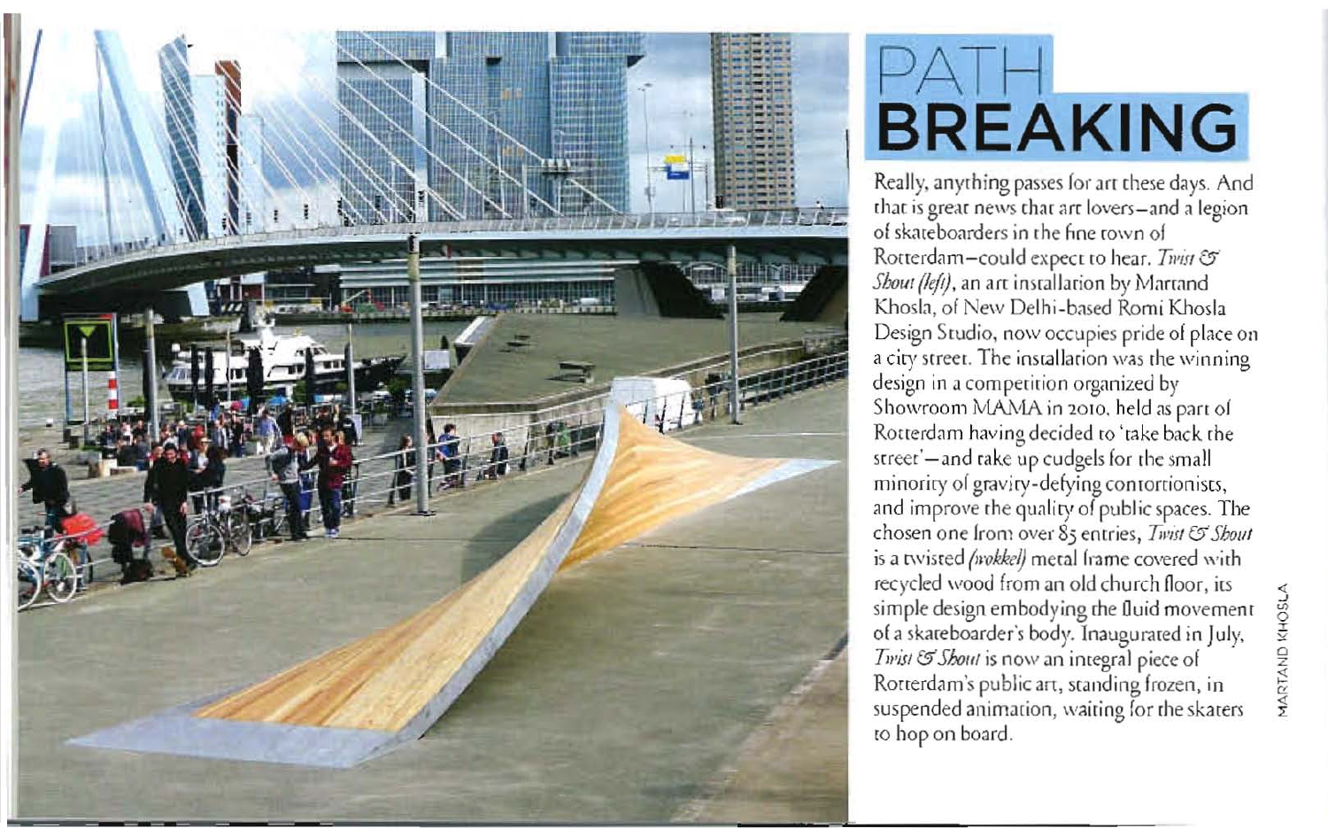# PATH BREAKING

Really, anything passes for art these days. And that is great news that art lovers—and a legion of skateboarders in the fine town of Rotterdam—could expect to hear. *Twist & Shout (left)*, an art installation by Martand Khosla, of New Delhi-based Romi Khosla Design Studio, now occupies pride of place on a city street. The installation was the winning design in a competition organized by Showroom MAMA in 2010, held as part of Rotterdam having decided to 'take back the street'—and take up cudgels for the small minority of gravity-defying contortionists, and improve the quality of public spaces. The chosen one from over 85 entries, *Twist & Shout* is a twisted *(wokkel)* metal frame covered with recycled wood from an old church floor, its simple design embodying the fluid movement of a skateboarder's body. Inaugurated in July, *Twist & Shout* is now an integral piece of Rotterdam's public art, standing frozen, in suspended animation, waiting for the skaters to hop on board.

MARTAND KHOSLA